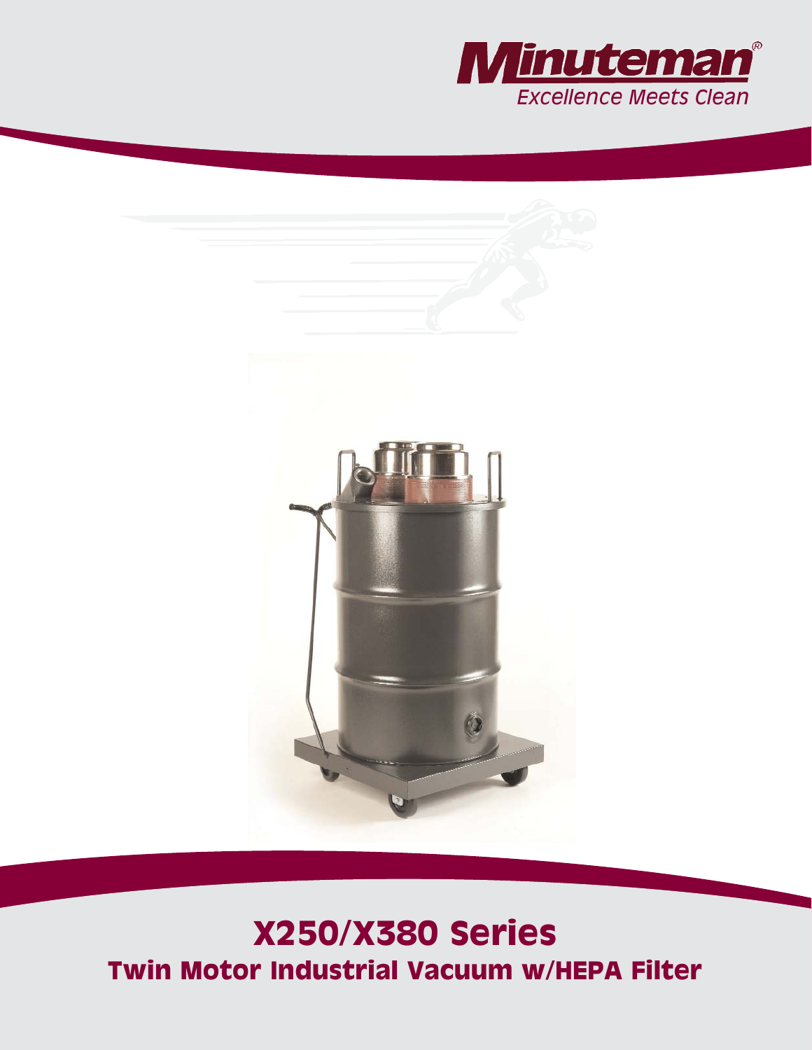Minuteman®

*Excellence Meets Clean*

# X250/X380 Series

## Twin Motor Industrial Vacuum w/HEPA Filter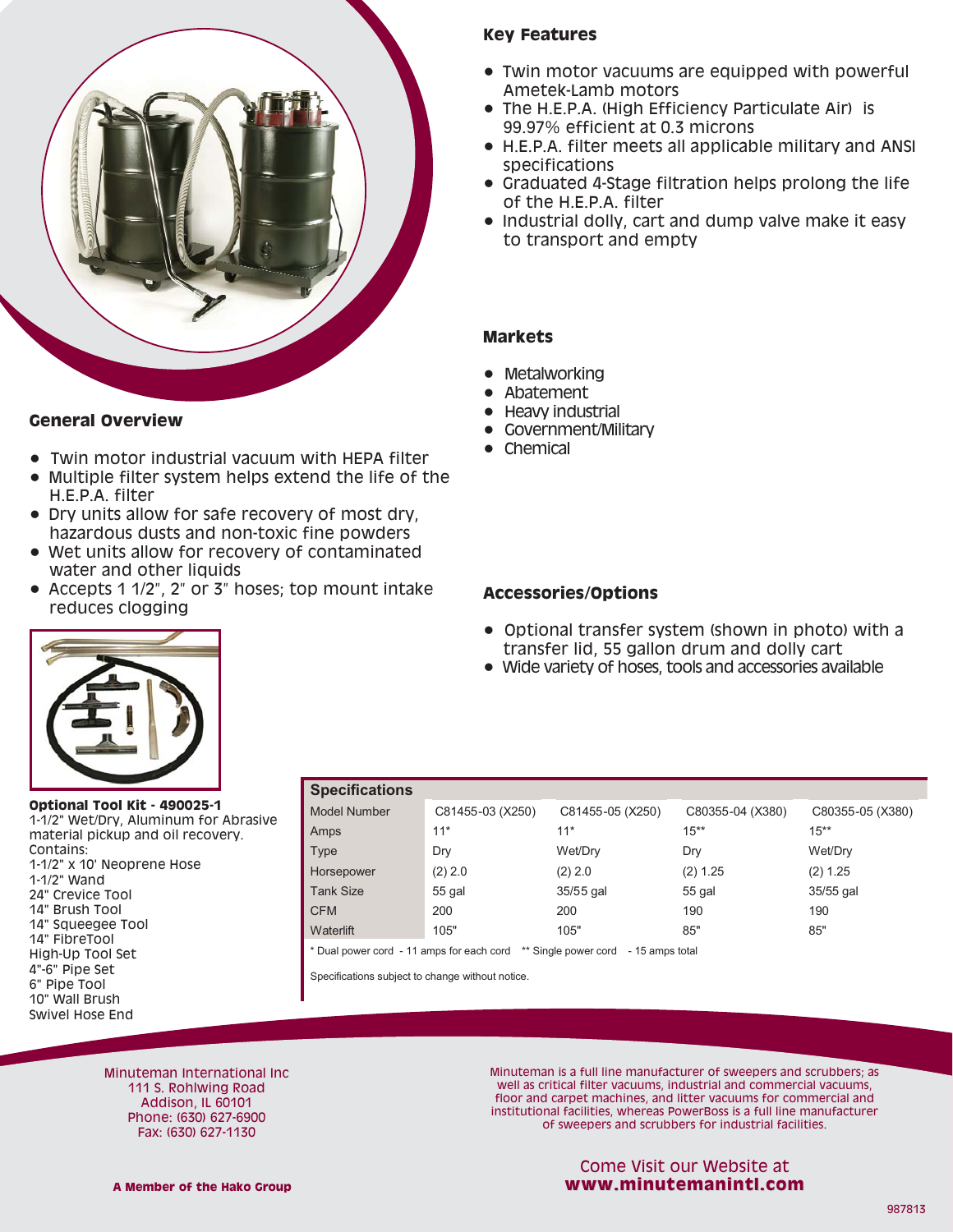## Key Features

- Twin motor vacuums are equipped with powerful Ametek-Lamb motors
- The H.E.P.A. (High Efficiency Particulate Air) is 99.97% efficient at 0.3 microns
- H.E.P.A. filter meets all applicable military and ANSI specifications
- Graduated 4-Stage filtration helps prolong the life of the H.E.P.A. filter
- Industrial dolly, cart and dump valve make it easy to transport and empty

## General Overview

- Twin motor industrial vacuum with HEPA filter
- Multiple filter system helps extend the life of the H.E.P.A. filter
- Dry units allow for safe recovery of most dry, hazardous dusts and non-toxic fine powders
- Wet units allow for recovery of contaminated water and other liquids
- Accepts 1 1/2", 2" or 3" hoses; top mount intake reduces clogging

## Markets

- Metalworking
- Abatement
- Heavy industrial
- Government/Military
- Chemical

## Accessories/Options

- Optional transfer system (shown in photo) with a transfer lid, 55 gallon drum and dolly cart
- Wide variety of hoses, tools and accessories available

**Optional Tool Kit - 490025-1**

1-1/2" Wet/Dry, Aluminum for Abrasive material pickup and oil recovery.
Contains:
1-1/2" x 10' Neoprene Hose
1-1/2" Wand
24" Crevice Tool
14" Brush Tool
14" Squeegee Tool
14" FibreTool
High-Up Tool Set
4"-6" Pipe Set
6" Pipe Tool
10" Wall Brush
Swivel Hose End

## Specifications

| Model Number | C81455-03 (X250) | C81455-05 (X250) | C80355-04 (X380) | C80355-05 (X380) |
|---|---|---|---|---|
| Amps | 11* | 11* | 15** | 15** |
| Type | Dry | Wet/Dry | Dry | Wet/Dry |
| Horsepower | (2) 2.0 | (2) 2.0 | (2) 1.25 | (2) 1.25 |
| Tank Size | 55 gal | 35/55 gal | 55 gal | 35/55 gal |
| CFM | 200 | 200 | 190 | 190 |
| Waterlift | 105" | 105" | 85" | 85" |

* Dual power cord - 11 amps for each cord   ** Single power cord - 15 amps total

Specifications subject to change without notice.

Minuteman International Inc
111 S. Rohlwing Road
Addison, IL 60101
Phone: (630) 627-6900
Fax: (630) 627-1130

Minuteman is a full line manufacturer of sweepers and scrubbers; as well as critical filter vacuums, industrial and commercial vacuums, floor and carpet machines, and litter vacuums for commercial and institutional facilities, whereas PowerBoss is a full line manufacturer of sweepers and scrubbers for industrial facilities.

**A Member of the Hako Group**

Come Visit our Website at
**www.minutemanintl.com**

987813